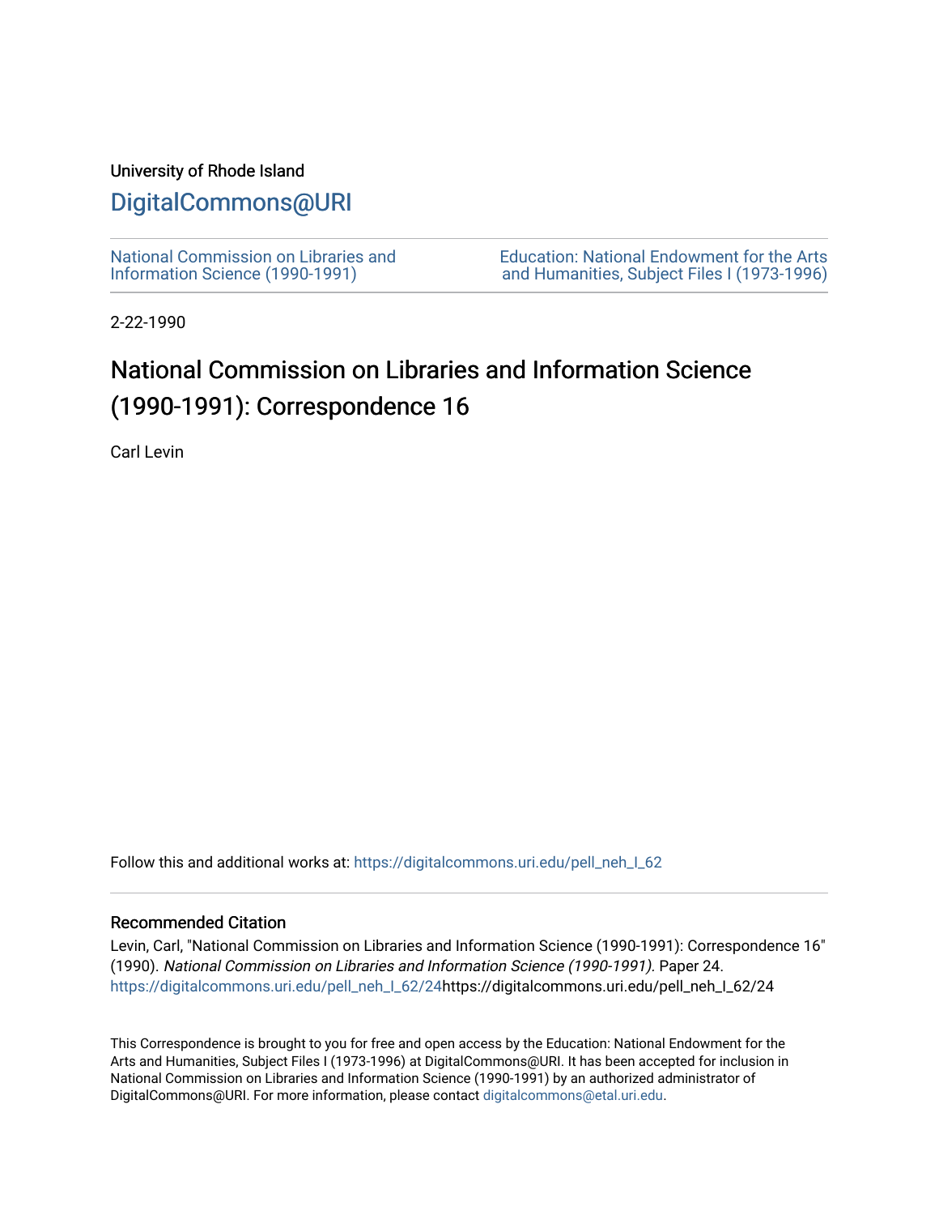University of Rhode Island

## DigitalCommons@URI

National Commission on Libraries and Information Science (1990-1991)

Education: National Endowment for the Arts and Humanities, Subject Files I (1973-1996)

2-22-1990

# National Commission on Libraries and Information Science (1990-1991): Correspondence 16

Carl Levin

Follow this and additional works at: https://digitalcommons.uri.edu/pell_neh_I_62

### Recommended Citation

Levin, Carl, "National Commission on Libraries and Information Science (1990-1991): Correspondence 16" (1990). *National Commission on Libraries and Information Science (1990-1991).* Paper 24. https://digitalcommons.uri.edu/pell_neh_I_62/24https://digitalcommons.uri.edu/pell_neh_I_62/24

This Correspondence is brought to you for free and open access by the Education: National Endowment for the Arts and Humanities, Subject Files I (1973-1996) at DigitalCommons@URI. It has been accepted for inclusion in National Commission on Libraries and Information Science (1990-1991) by an authorized administrator of DigitalCommons@URI. For more information, please contact digitalcommons@etal.uri.edu.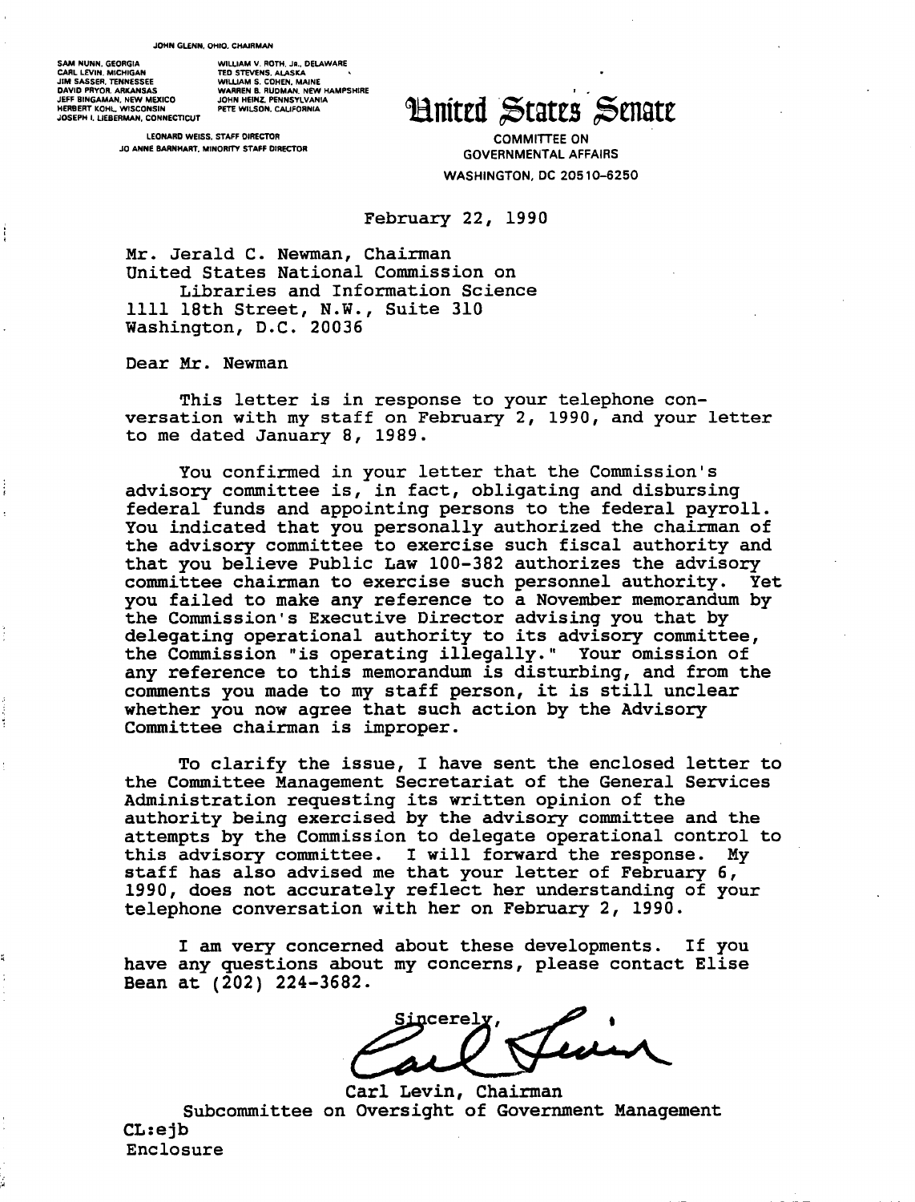JOHN GLENN, OHIO, CHAIRMAN

SAM NUNN, GEORGIA
CARL LEVIN, MICHIGAN
JIM SASSER, TENNESSEE
DAVID PRYOR, ARKANSAS
JEFF BINGAMAN, NEW MEXICO
HERBERT KOHL, WISCONSIN
JOSEPH I. LIEBERMAN, CONNECTICUT

WILLIAM V. ROTH, JR., DELAWARE
TED STEVENS, ALASKA
WILLIAM S. COHEN, MAINE
WARREN B. RUDMAN, NEW HAMPSHIRE
JOHN HEINZ, PENNSYLVANIA
PETE WILSON, CALIFORNIA

LEONARD WEISS, STAFF DIRECTOR
JO ANNE BARNHART, MINORITY STAFF DIRECTOR

# United States Senate

COMMITTEE ON
GOVERNMENTAL AFFAIRS
WASHINGTON, DC 20510-6250

February 22, 1990

Mr. Jerald C. Newman, Chairman
United States National Commission on
Libraries and Information Science
1111 18th Street, N.W., Suite 310
Washington, D.C. 20036

Dear Mr. Newman

This letter is in response to your telephone conversation with my staff on February 2, 1990, and your letter to me dated January 8, 1989.

You confirmed in your letter that the Commission's advisory committee is, in fact, obligating and disbursing federal funds and appointing persons to the federal payroll. You indicated that you personally authorized the chairman of the advisory committee to exercise such fiscal authority and that you believe Public Law 100-382 authorizes the advisory committee chairman to exercise such personnel authority. Yet you failed to make any reference to a November memorandum by the Commission's Executive Director advising you that by delegating operational authority to its advisory committee, the Commission "is operating illegally." Your omission of any reference to this memorandum is disturbing, and from the comments you made to my staff person, it is still unclear whether you now agree that such action by the Advisory Committee chairman is improper.

To clarify the issue, I have sent the enclosed letter to the Committee Management Secretariat of the General Services Administration requesting its written opinion of the authority being exercised by the advisory committee and the attempts by the Commission to delegate operational control to this advisory committee. I will forward the response. My staff has also advised me that your letter of February 6, 1990, does not accurately reflect her understanding of your telephone conversation with her on February 2, 1990.

I am very concerned about these developments. If you have any questions about my concerns, please contact Elise Bean at (202) 224-3682.

Sincerely,

Carl Levin, Chairman
Subcommittee on Oversight of Government Management

CL:ejb
Enclosure